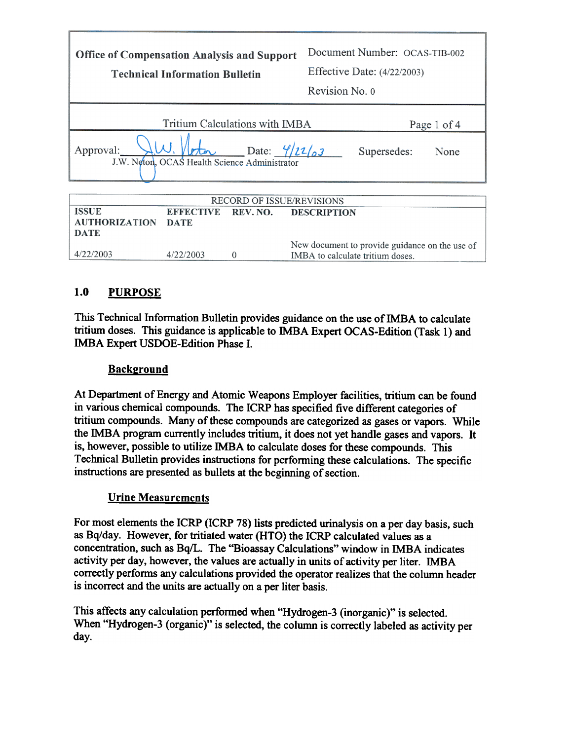| Office of Compensation Analysis and Support<br>Technical Information Bulletin | Document Number: OCAS-TIB-002<br>Effective Date: (4/22/2003)<br>Revision No. 0 |
|---|---|
| Tritium Calculations with IMBA | Page 1 of 4 |
| Approval: J.W. Neton Date: 4/22/03<br>J.W. Neton, OCAS Health Science Administrator | Supersedes: None |

| RECORD OF ISSUE/REVISIONS | | | |
|---|---|---|---|
| **ISSUE AUTHORIZATION DATE** | **EFFECTIVE DATE** | **REV. NO.** | **DESCRIPTION** |
| 4/22/2003 | 4/22/2003 | 0 | New document to provide guidance on the use of IMBA to calculate tritium doses. |

## 1.0 PURPOSE

This Technical Information Bulletin provides guidance on the use of IMBA to calculate tritium doses. This guidance is applicable to IMBA Expert OCAS-Edition (Task 1) and IMBA Expert USDOE-Edition Phase I.

### Background

At Department of Energy and Atomic Weapons Employer facilities, tritium can be found in various chemical compounds. The ICRP has specified five different categories of tritium compounds. Many of these compounds are categorized as gases or vapors. While the IMBA program currently includes tritium, it does not yet handle gases and vapors. It is, however, possible to utilize IMBA to calculate doses for these compounds. This Technical Bulletin provides instructions for performing these calculations. The specific instructions are presented as bullets at the beginning of section.

### Urine Measurements

For most elements the ICRP (ICRP 78) lists predicted urinalysis on a per day basis, such as Bq/day. However, for tritiated water (HTO) the ICRP calculated values as a concentration, such as Bq/L. The "Bioassay Calculations" window in IMBA indicates activity per day, however, the values are actually in units of activity per liter. IMBA correctly performs any calculations provided the operator realizes that the column header is incorrect and the units are actually on a per liter basis.

This affects any calculation performed when "Hydrogen-3 (inorganic)" is selected. When "Hydrogen-3 (organic)" is selected, the column is correctly labeled as activity per day.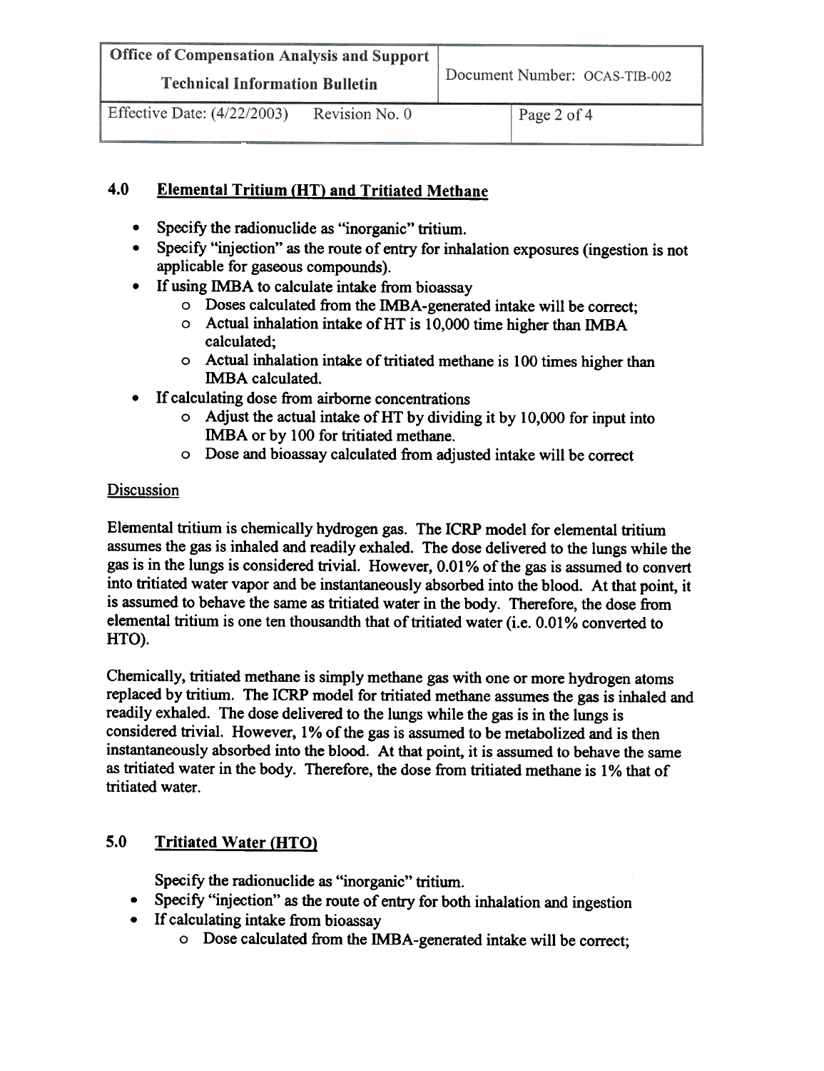## 4.0 Elemental Tritium (HT) and Tritiated Methane

- Specify the radionuclide as "inorganic" tritium.
- Specify "injection" as the route of entry for inhalation exposures (ingestion is not applicable for gaseous compounds).
- If using IMBA to calculate intake from bioassay
  - Doses calculated from the IMBA-generated intake will be correct;
  - Actual inhalation intake of HT is 10,000 time higher than IMBA calculated;
  - Actual inhalation intake of tritiated methane is 100 times higher than IMBA calculated.
- If calculating dose from airborne concentrations
  - Adjust the actual intake of HT by dividing it by 10,000 for input into IMBA or by 100 for tritiated methane.
  - Dose and bioassay calculated from adjusted intake will be correct

### Discussion

Elemental tritium is chemically hydrogen gas. The ICRP model for elemental tritium assumes the gas is inhaled and readily exhaled. The dose delivered to the lungs while the gas is in the lungs is considered trivial. However, 0.01% of the gas is assumed to convert into tritiated water vapor and be instantaneously absorbed into the blood. At that point, it is assumed to behave the same as tritiated water in the body. Therefore, the dose from elemental tritium is one ten thousandth that of tritiated water (i.e. 0.01% converted to HTO).

Chemically, tritiated methane is simply methane gas with one or more hydrogen atoms replaced by tritium. The ICRP model for tritiated methane assumes the gas is inhaled and readily exhaled. The dose delivered to the lungs while the gas is in the lungs is considered trivial. However, 1% of the gas is assumed to be metabolized and is then instantaneously absorbed into the blood. At that point, it is assumed to behave the same as tritiated water in the body. Therefore, the dose from tritiated methane is 1% that of tritiated water.

## 5.0 Tritiated Water (HTO)

Specify the radionuclide as "inorganic" tritium.

- Specify "injection" as the route of entry for both inhalation and ingestion
- If calculating intake from bioassay
  - Dose calculated from the IMBA-generated intake will be correct;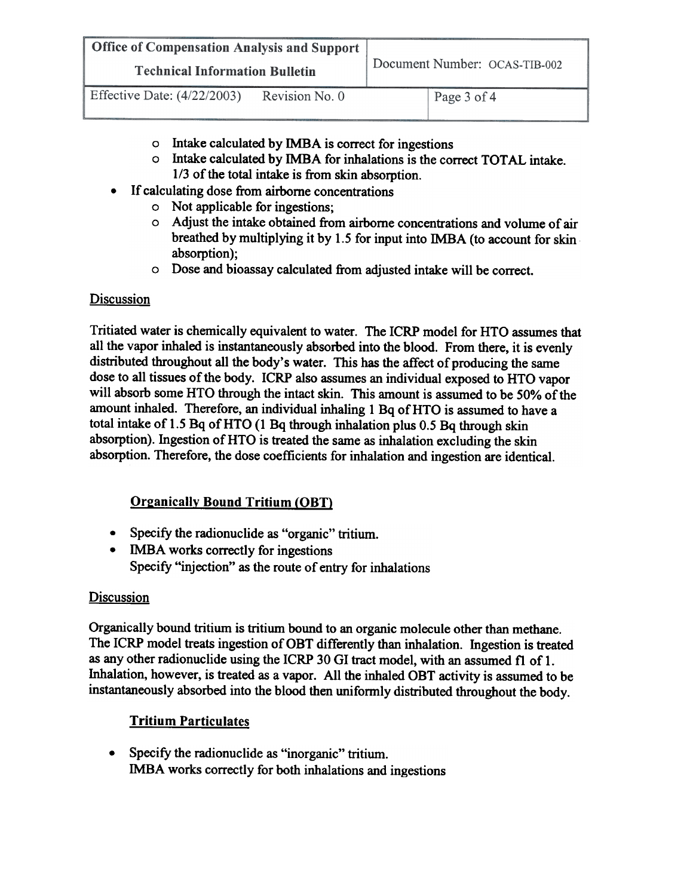- Intake calculated by IMBA is correct for ingestions
  - Intake calculated by IMBA for inhalations is the correct TOTAL intake. 1/3 of the total intake is from skin absorption.
- If calculating dose from airborne concentrations
  - Not applicable for ingestions;
  - Adjust the intake obtained from airborne concentrations and volume of air breathed by multiplying it by 1.5 for input into IMBA (to account for skin absorption);
  - Dose and bioassay calculated from adjusted intake will be correct.

Discussion

Tritiated water is chemically equivalent to water. The ICRP model for HTO assumes that all the vapor inhaled is instantaneously absorbed into the blood. From there, it is evenly distributed throughout all the body's water. This has the affect of producing the same dose to all tissues of the body. ICRP also assumes an individual exposed to HTO vapor will absorb some HTO through the intact skin. This amount is assumed to be 50% of the amount inhaled. Therefore, an individual inhaling 1 Bq of HTO is assumed to have a total intake of 1.5 Bq of HTO (1 Bq through inhalation plus 0.5 Bq through skin absorption). Ingestion of HTO is treated the same as inhalation excluding the skin absorption. Therefore, the dose coefficients for inhalation and ingestion are identical.

## Organically Bound Tritium (OBT)

- Specify the radionuclide as "organic" tritium.
- IMBA works correctly for ingestions
  Specify "injection" as the route of entry for inhalations

Discussion

Organically bound tritium is tritium bound to an organic molecule other than methane. The ICRP model treats ingestion of OBT differently than inhalation. Ingestion is treated as any other radionuclide using the ICRP 30 GI tract model, with an assumed $f_1$ of 1. Inhalation, however, is treated as a vapor. All the inhaled OBT activity is assumed to be instantaneously absorbed into the blood then uniformly distributed throughout the body.

## Tritium Particulates

- Specify the radionuclide as "inorganic" tritium.
  IMBA works correctly for both inhalations and ingestions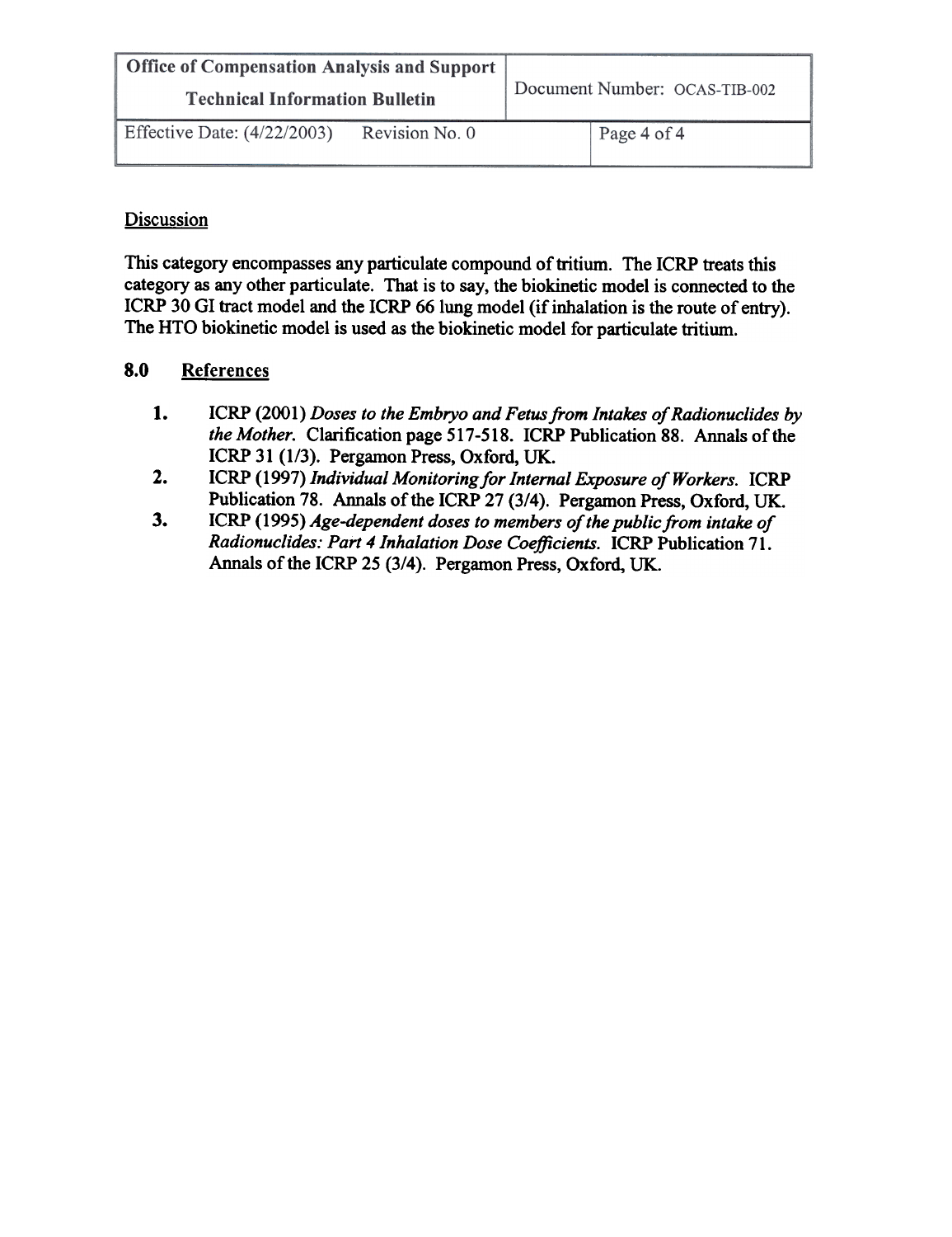Discussion

This category encompasses any particulate compound of tritium. The ICRP treats this category as any other particulate. That is to say, the biokinetic model is connected to the ICRP 30 GI tract model and the ICRP 66 lung model (if inhalation is the route of entry). The HTO biokinetic model is used as the biokinetic model for particulate tritium.

## 8.0 References

1. ICRP (2001) *Doses to the Embryo and Fetus from Intakes of Radionuclides by the Mother.* Clarification page 517-518. ICRP Publication 88. Annals of the ICRP 31 (1/3). Pergamon Press, Oxford, UK.
2. ICRP (1997) *Individual Monitoring for Internal Exposure of Workers.* ICRP Publication 78. Annals of the ICRP 27 (3/4). Pergamon Press, Oxford, UK.
3. ICRP (1995) *Age-dependent doses to members of the public from intake of Radionuclides: Part 4 Inhalation Dose Coefficients.* ICRP Publication 71. Annals of the ICRP 25 (3/4). Pergamon Press, Oxford, UK.